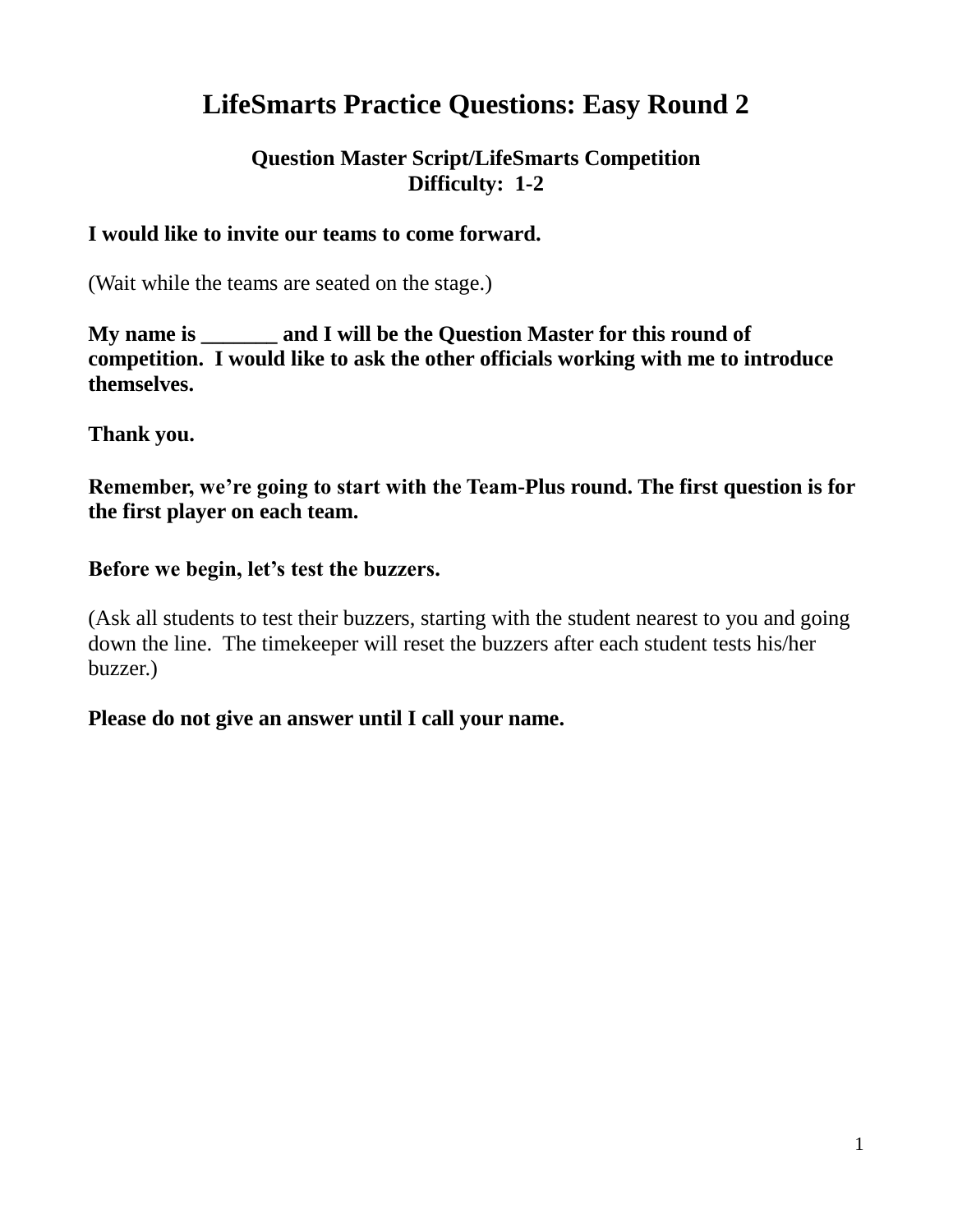# LifeSmarts Practice Questions: Easy Round 2

**Question Master Script/LifeSmarts Competition**
**Difficulty: 1-2**

**I would like to invite our teams to come forward.**

(Wait while the teams are seated on the stage.)

**My name is _______ and I will be the Question Master for this round of competition. I would like to ask the other officials working with me to introduce themselves.**

**Thank you.**

**Remember, we're going to start with the Team-Plus round. The first question is for the first player on each team.**

**Before we begin, let's test the buzzers.**

(Ask all students to test their buzzers, starting with the student nearest to you and going down the line. The timekeeper will reset the buzzers after each student tests his/her buzzer.)

**Please do not give an answer until I call your name.**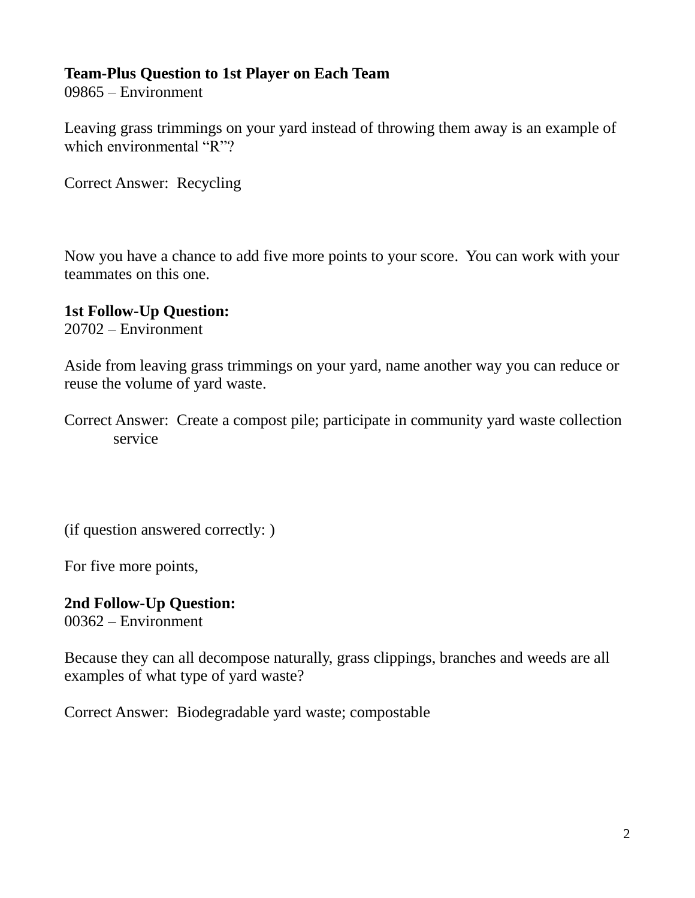**Team-Plus Question to 1st Player on Each Team**
09865 – Environment

Leaving grass trimmings on your yard instead of throwing them away is an example of which environmental “R”?

Correct Answer: Recycling

Now you have a chance to add five more points to your score. You can work with your teammates on this one.

**1st Follow-Up Question:**
20702 – Environment

Aside from leaving grass trimmings on your yard, name another way you can reduce or reuse the volume of yard waste.

Correct Answer: Create a compost pile; participate in community yard waste collection service

(if question answered correctly: )

For five more points,

**2nd Follow-Up Question:**
00362 – Environment

Because they can all decompose naturally, grass clippings, branches and weeds are all examples of what type of yard waste?

Correct Answer: Biodegradable yard waste; compostable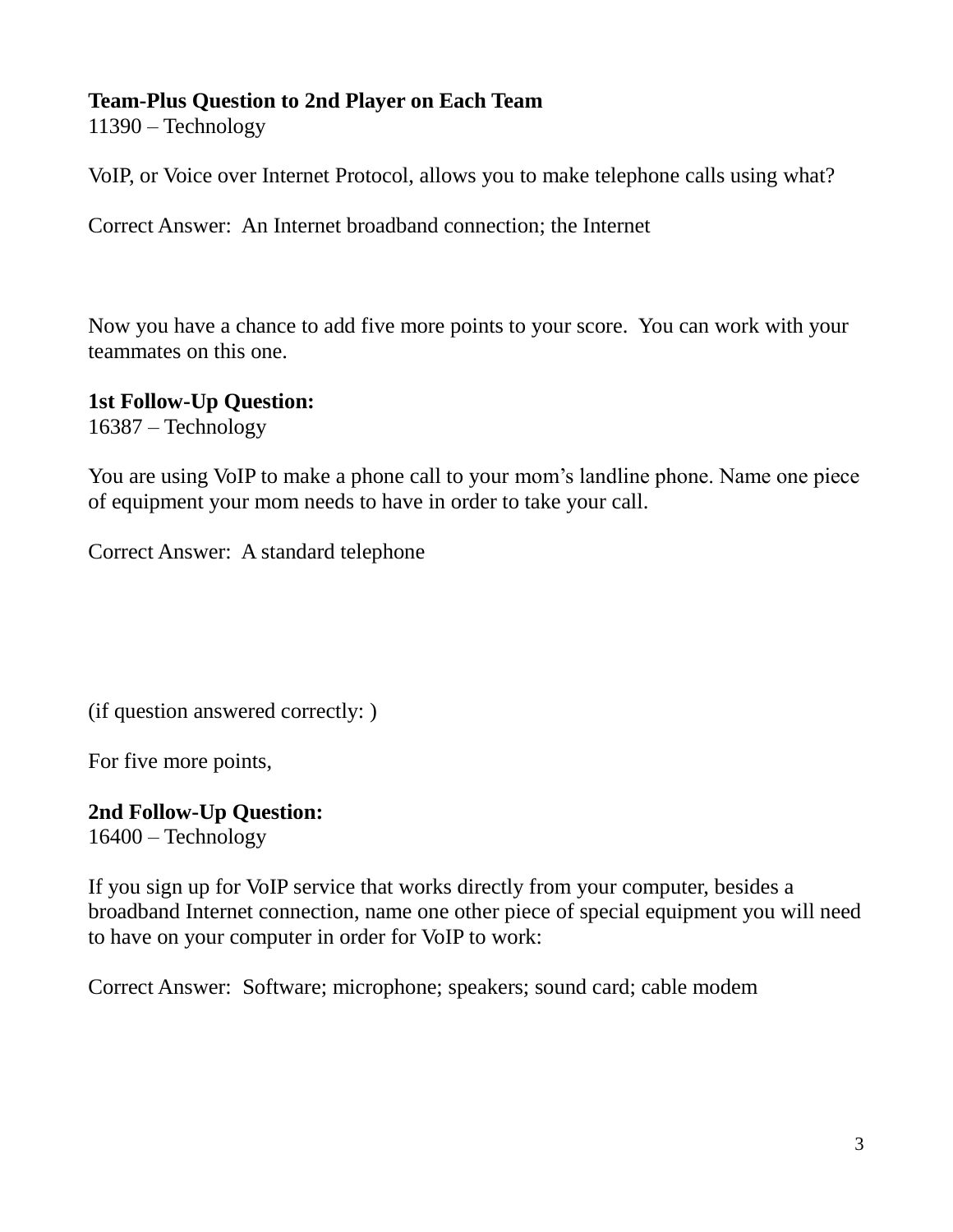**Team-Plus Question to 2nd Player on Each Team**
11390 – Technology

VoIP, or Voice over Internet Protocol, allows you to make telephone calls using what?

Correct Answer: An Internet broadband connection; the Internet

Now you have a chance to add five more points to your score. You can work with your teammates on this one.

**1st Follow-Up Question:**
16387 – Technology

You are using VoIP to make a phone call to your mom's landline phone. Name one piece of equipment your mom needs to have in order to take your call.

Correct Answer: A standard telephone

(if question answered correctly: )

For five more points,

**2nd Follow-Up Question:**
16400 – Technology

If you sign up for VoIP service that works directly from your computer, besides a broadband Internet connection, name one other piece of special equipment you will need to have on your computer in order for VoIP to work:

Correct Answer: Software; microphone; speakers; sound card; cable modem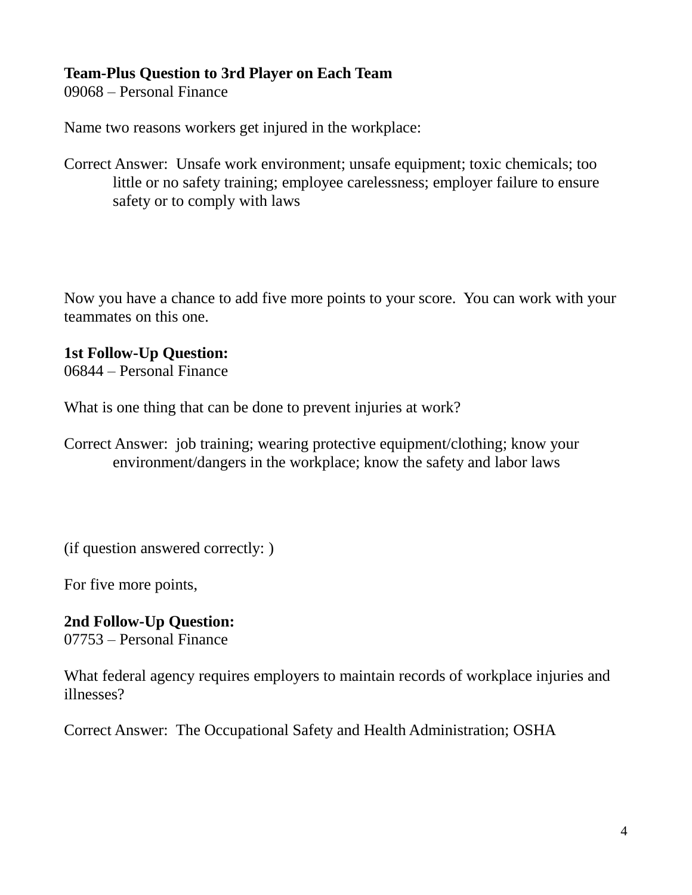**Team-Plus Question to 3rd Player on Each Team**
09068 – Personal Finance

Name two reasons workers get injured in the workplace:

Correct Answer: Unsafe work environment; unsafe equipment; toxic chemicals; too little or no safety training; employee carelessness; employer failure to ensure safety or to comply with laws

Now you have a chance to add five more points to your score. You can work with your teammates on this one.

**1st Follow-Up Question:**
06844 – Personal Finance

What is one thing that can be done to prevent injuries at work?

Correct Answer: job training; wearing protective equipment/clothing; know your environment/dangers in the workplace; know the safety and labor laws

(if question answered correctly: )

For five more points,

**2nd Follow-Up Question:**
07753 – Personal Finance

What federal agency requires employers to maintain records of workplace injuries and illnesses?

Correct Answer: The Occupational Safety and Health Administration; OSHA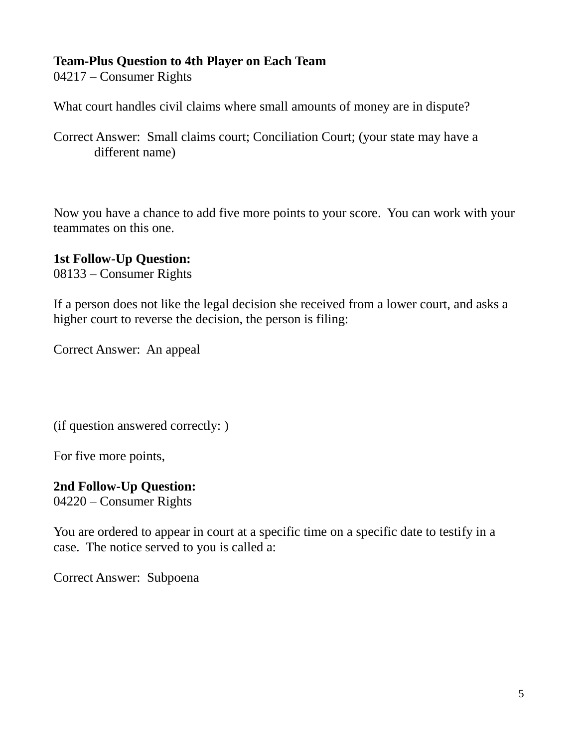**Team-Plus Question to 4th Player on Each Team**
04217 – Consumer Rights

What court handles civil claims where small amounts of money are in dispute?

Correct Answer: Small claims court; Conciliation Court; (your state may have a different name)

Now you have a chance to add five more points to your score. You can work with your teammates on this one.

**1st Follow-Up Question:**
08133 – Consumer Rights

If a person does not like the legal decision she received from a lower court, and asks a higher court to reverse the decision, the person is filing:

Correct Answer: An appeal

(if question answered correctly: )

For five more points,

**2nd Follow-Up Question:**
04220 – Consumer Rights

You are ordered to appear in court at a specific time on a specific date to testify in a case. The notice served to you is called a:

Correct Answer: Subpoena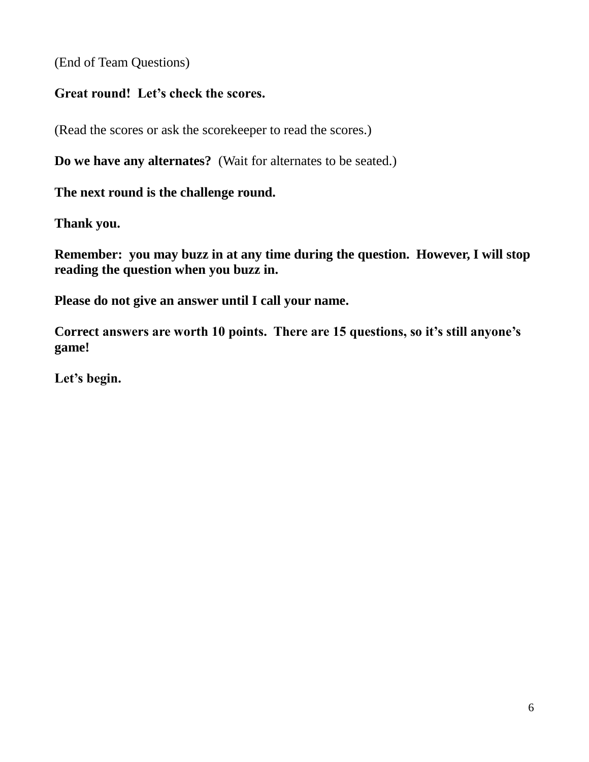(End of Team Questions)

**Great round!  Let's check the scores.**

(Read the scores or ask the scorekeeper to read the scores.)

**Do we have any alternates?** (Wait for alternates to be seated.)

**The next round is the challenge round.**

**Thank you.**

**Remember:  you may buzz in at any time during the question.  However, I will stop reading the question when you buzz in.**

**Please do not give an answer until I call your name.**

**Correct answers are worth 10 points.  There are 15 questions, so it's still anyone's game!**

**Let's begin.**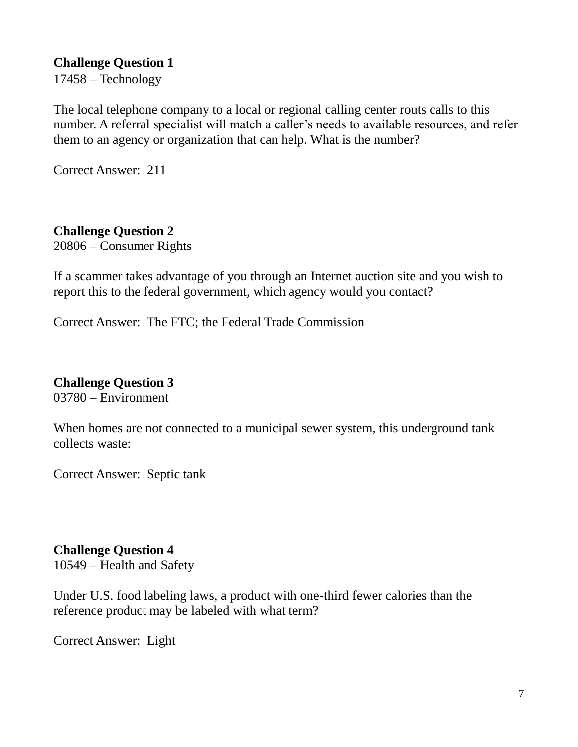**Challenge Question 1**

17458 – Technology

The local telephone company to a local or regional calling center routs calls to this number. A referral specialist will match a caller's needs to available resources, and refer them to an agency or organization that can help. What is the number?

Correct Answer: 211

**Challenge Question 2**

20806 – Consumer Rights

If a scammer takes advantage of you through an Internet auction site and you wish to report this to the federal government, which agency would you contact?

Correct Answer: The FTC; the Federal Trade Commission

**Challenge Question 3**

03780 – Environment

When homes are not connected to a municipal sewer system, this underground tank collects waste:

Correct Answer: Septic tank

**Challenge Question 4**

10549 – Health and Safety

Under U.S. food labeling laws, a product with one-third fewer calories than the reference product may be labeled with what term?

Correct Answer: Light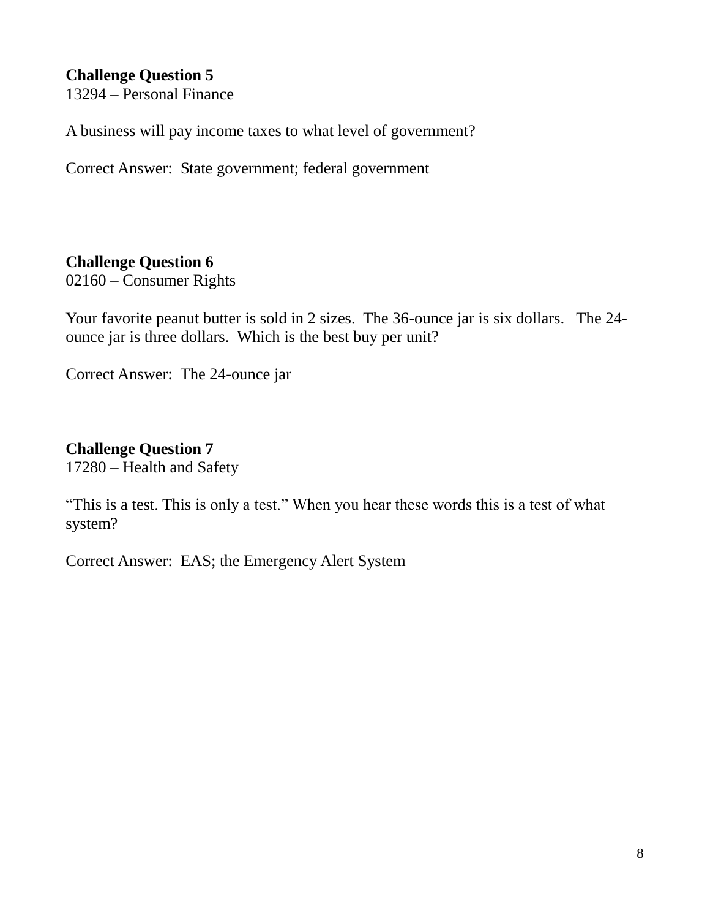**Challenge Question 5**
13294 – Personal Finance

A business will pay income taxes to what level of government?

Correct Answer: State government; federal government

**Challenge Question 6**
02160 – Consumer Rights

Your favorite peanut butter is sold in 2 sizes. The 36-ounce jar is six dollars. The 24-ounce jar is three dollars. Which is the best buy per unit?

Correct Answer: The 24-ounce jar

**Challenge Question 7**
17280 – Health and Safety

“This is a test. This is only a test.” When you hear these words this is a test of what system?

Correct Answer: EAS; the Emergency Alert System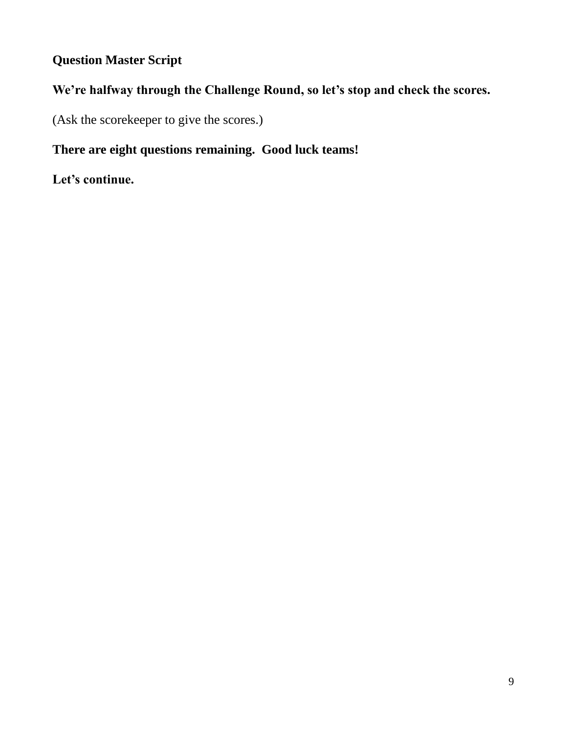**Question Master Script**

**We're halfway through the Challenge Round, so let's stop and check the scores.**

(Ask the scorekeeper to give the scores.)

**There are eight questions remaining.  Good luck teams!**

**Let's continue.**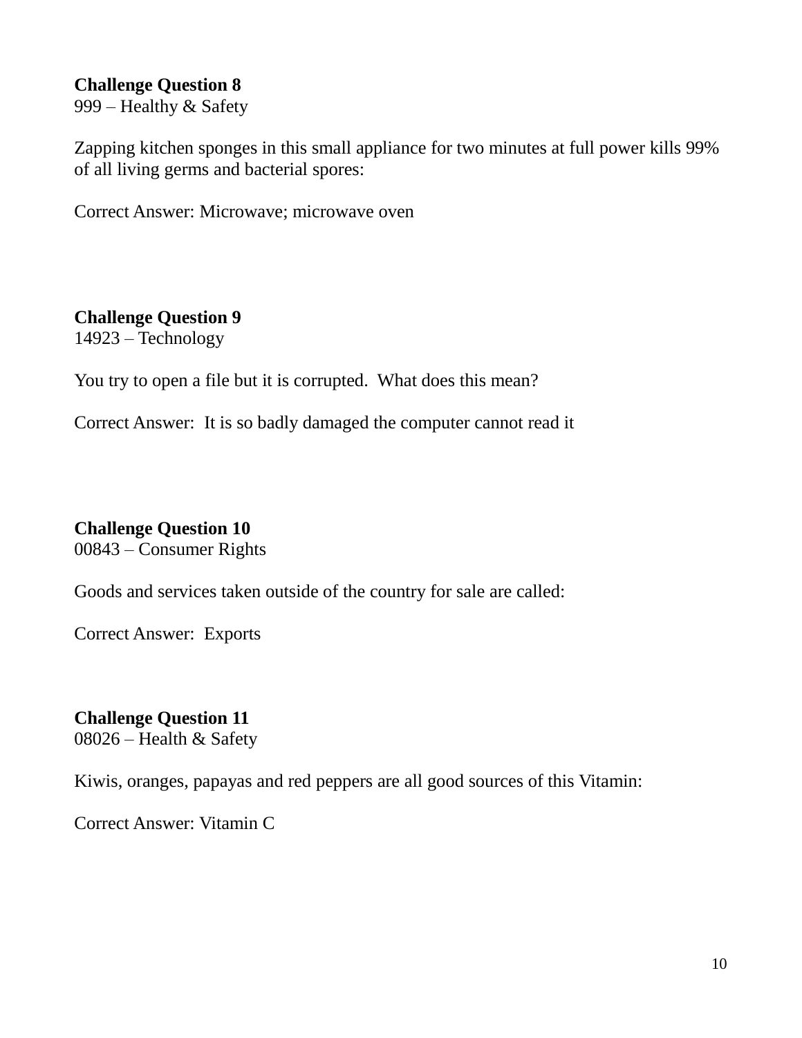**Challenge Question 8**
999 – Healthy & Safety

Zapping kitchen sponges in this small appliance for two minutes at full power kills 99% of all living germs and bacterial spores:

Correct Answer: Microwave; microwave oven

**Challenge Question 9**
14923 – Technology

You try to open a file but it is corrupted. What does this mean?

Correct Answer: It is so badly damaged the computer cannot read it

**Challenge Question 10**
00843 – Consumer Rights

Goods and services taken outside of the country for sale are called:

Correct Answer: Exports

**Challenge Question 11**
08026 – Health & Safety

Kiwis, oranges, papayas and red peppers are all good sources of this Vitamin:

Correct Answer: Vitamin C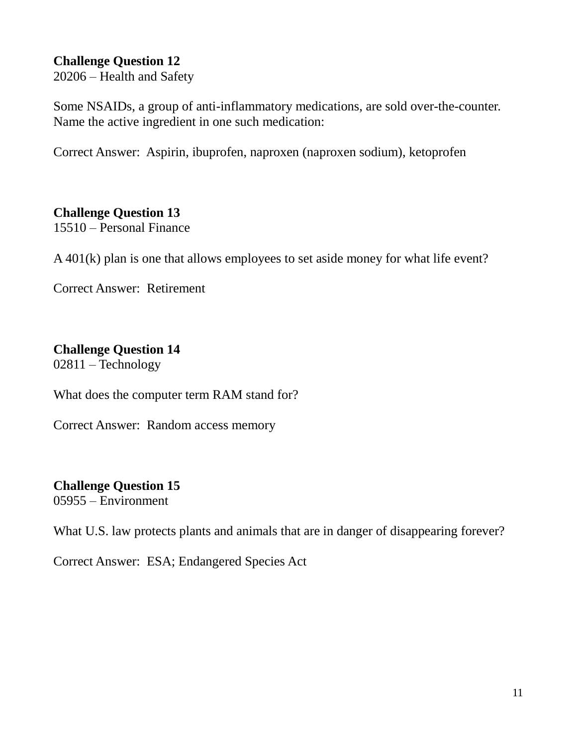**Challenge Question 12**
20206 – Health and Safety

Some NSAIDs, a group of anti-inflammatory medications, are sold over-the-counter. Name the active ingredient in one such medication:

Correct Answer: Aspirin, ibuprofen, naproxen (naproxen sodium), ketoprofen

**Challenge Question 13**
15510 – Personal Finance

A 401(k) plan is one that allows employees to set aside money for what life event?

Correct Answer: Retirement

**Challenge Question 14**
02811 – Technology

What does the computer term RAM stand for?

Correct Answer: Random access memory

**Challenge Question 15**
05955 – Environment

What U.S. law protects plants and animals that are in danger of disappearing forever?

Correct Answer: ESA; Endangered Species Act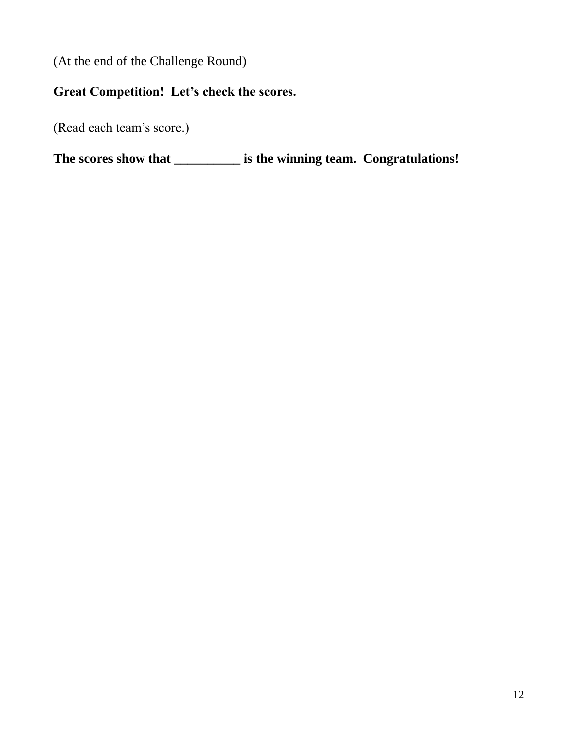(At the end of the Challenge Round)

**Great Competition!  Let's check the scores.**

(Read each team's score.)

**The scores show that __________ is the winning team.  Congratulations!**